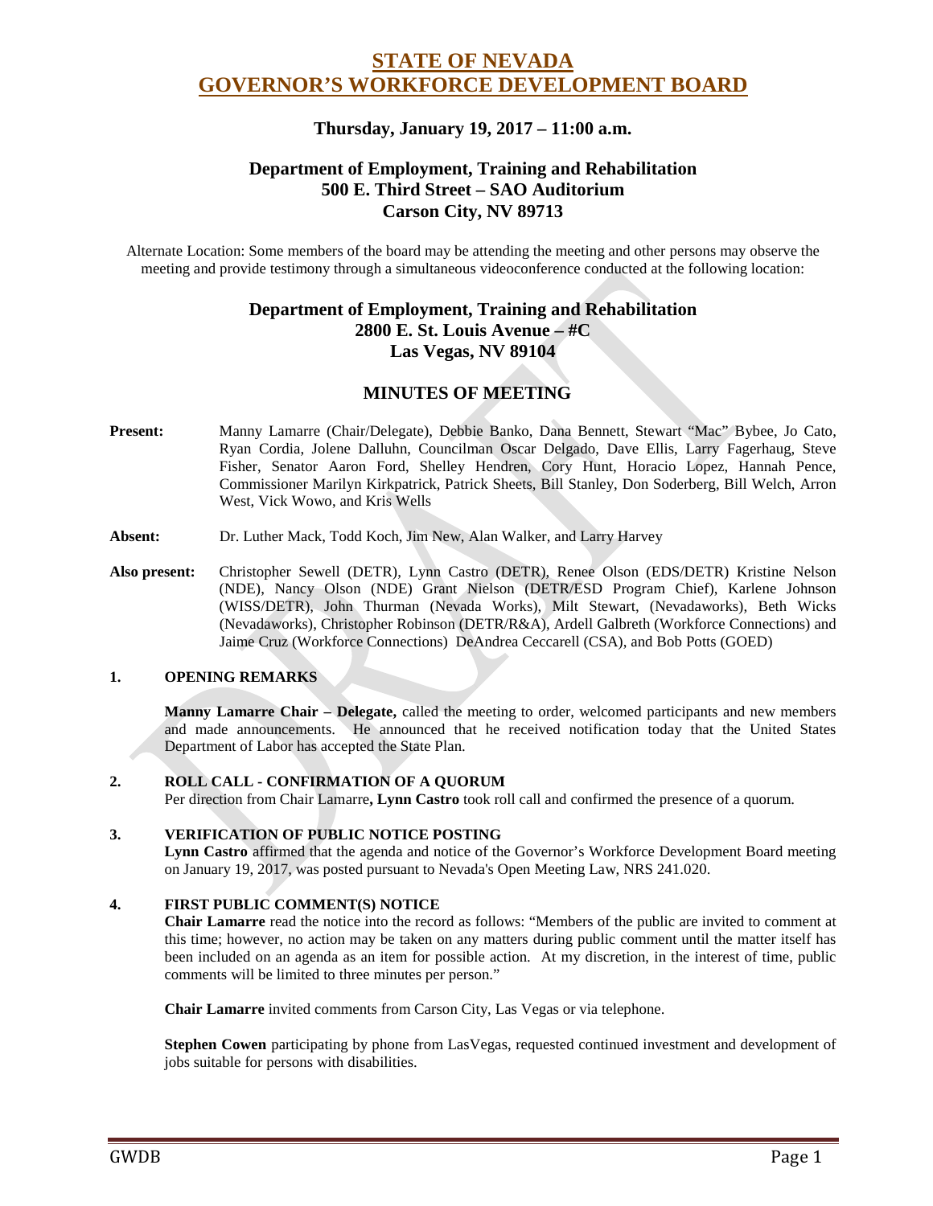# STATE OF NEVADA
# GOVERNOR'S WORKFORCE DEVELOPMENT BOARD

### Thursday, January 19, 2017 – 11:00 a.m.

### Department of Employment, Training and Rehabilitation
### 500 E. Third Street – SAO Auditorium
### Carson City, NV 89713

Alternate Location: Some members of the board may be attending the meeting and other persons may observe the meeting and provide testimony through a simultaneous videoconference conducted at the following location:

### Department of Employment, Training and Rehabilitation
### 2800 E. St. Louis Avenue – #C
### Las Vegas, NV 89104

## MINUTES OF MEETING

**Present:** Manny Lamarre (Chair/Delegate), Debbie Banko, Dana Bennett, Stewart "Mac" Bybee, Jo Cato, Ryan Cordia, Jolene Dalluhn, Councilman Oscar Delgado, Dave Ellis, Larry Fagerhaug, Steve Fisher, Senator Aaron Ford, Shelley Hendren, Cory Hunt, Horacio Lopez, Hannah Pence, Commissioner Marilyn Kirkpatrick, Patrick Sheets, Bill Stanley, Don Soderberg, Bill Welch, Arron West, Vick Wowo, and Kris Wells

**Absent:** Dr. Luther Mack, Todd Koch, Jim New, Alan Walker, and Larry Harvey

**Also present:** Christopher Sewell (DETR), Lynn Castro (DETR), Renee Olson (EDS/DETR) Kristine Nelson (NDE), Nancy Olson (NDE) Grant Nielson (DETR/ESD Program Chief), Karlene Johnson (WISS/DETR), John Thurman (Nevada Works), Milt Stewart, (Nevadaworks), Beth Wicks (Nevadaworks), Christopher Robinson (DETR/R&A), Ardell Galbreth (Workforce Connections) and Jaime Cruz (Workforce Connections) DeAndrea Ceccarell (CSA), and Bob Potts (GOED)

## 1. OPENING REMARKS

**Manny Lamarre Chair – Delegate,** called the meeting to order, welcomed participants and new members and made announcements. He announced that he received notification today that the United States Department of Labor has accepted the State Plan.

## 2. ROLL CALL - CONFIRMATION OF A QUORUM

Per direction from Chair Lamarre**, Lynn Castro** took roll call and confirmed the presence of a quorum.

## 3. VERIFICATION OF PUBLIC NOTICE POSTING

**Lynn Castro** affirmed that the agenda and notice of the Governor's Workforce Development Board meeting on January 19, 2017, was posted pursuant to Nevada's Open Meeting Law, NRS 241.020.

## 4. FIRST PUBLIC COMMENT(S) NOTICE

**Chair Lamarre** read the notice into the record as follows: "Members of the public are invited to comment at this time; however, no action may be taken on any matters during public comment until the matter itself has been included on an agenda as an item for possible action. At my discretion, in the interest of time, public comments will be limited to three minutes per person."

**Chair Lamarre** invited comments from Carson City, Las Vegas or via telephone.

**Stephen Cowen** participating by phone from LasVegas, requested continued investment and development of jobs suitable for persons with disabilities.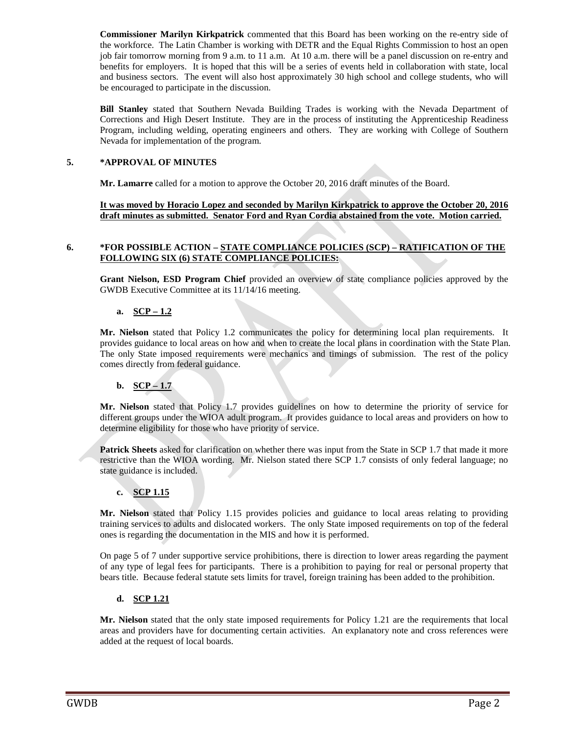**Commissioner Marilyn Kirkpatrick** commented that this Board has been working on the re-entry side of the workforce. The Latin Chamber is working with DETR and the Equal Rights Commission to host an open job fair tomorrow morning from 9 a.m. to 11 a.m. At 10 a.m. there will be a panel discussion on re-entry and benefits for employers. It is hoped that this will be a series of events held in collaboration with state, local and business sectors. The event will also host approximately 30 high school and college students, who will be encouraged to participate in the discussion.

**Bill Stanley** stated that Southern Nevada Building Trades is working with the Nevada Department of Corrections and High Desert Institute. They are in the process of instituting the Apprenticeship Readiness Program, including welding, operating engineers and others. They are working with College of Southern Nevada for implementation of the program.

## 5. *APPROVAL OF MINUTES

**Mr. Lamarre** called for a motion to approve the October 20, 2016 draft minutes of the Board.

**It was moved by Horacio Lopez and seconded by Marilyn Kirkpatrick to approve the October 20, 2016 draft minutes as submitted. Senator Ford and Ryan Cordia abstained from the vote. Motion carried.**

## 6. *FOR POSSIBLE ACTION – STATE COMPLIANCE POLICIES (SCP) – RATIFICATION OF THE FOLLOWING SIX (6) STATE COMPLIANCE POLICIES:

**Grant Nielson, ESD Program Chief** provided an overview of state compliance policies approved by the GWDB Executive Committee at its 11/14/16 meeting.

### a. SCP – 1.2

**Mr. Nielson** stated that Policy 1.2 communicates the policy for determining local plan requirements. It provides guidance to local areas on how and when to create the local plans in coordination with the State Plan. The only State imposed requirements were mechanics and timings of submission. The rest of the policy comes directly from federal guidance.

### b. SCP – 1.7

**Mr. Nielson** stated that Policy 1.7 provides guidelines on how to determine the priority of service for different groups under the WIOA adult program. It provides guidance to local areas and providers on how to determine eligibility for those who have priority of service.

**Patrick Sheets** asked for clarification on whether there was input from the State in SCP 1.7 that made it more restrictive than the WIOA wording. Mr. Nielson stated there SCP 1.7 consists of only federal language; no state guidance is included.

### c. SCP 1.15

**Mr. Nielson** stated that Policy 1.15 provides policies and guidance to local areas relating to providing training services to adults and dislocated workers. The only State imposed requirements on top of the federal ones is regarding the documentation in the MIS and how it is performed.

On page 5 of 7 under supportive service prohibitions, there is direction to lower areas regarding the payment of any type of legal fees for participants. There is a prohibition to paying for real or personal property that bears title. Because federal statute sets limits for travel, foreign training has been added to the prohibition.

### d. SCP 1.21

**Mr. Nielson** stated that the only state imposed requirements for Policy 1.21 are the requirements that local areas and providers have for documenting certain activities. An explanatory note and cross references were added at the request of local boards.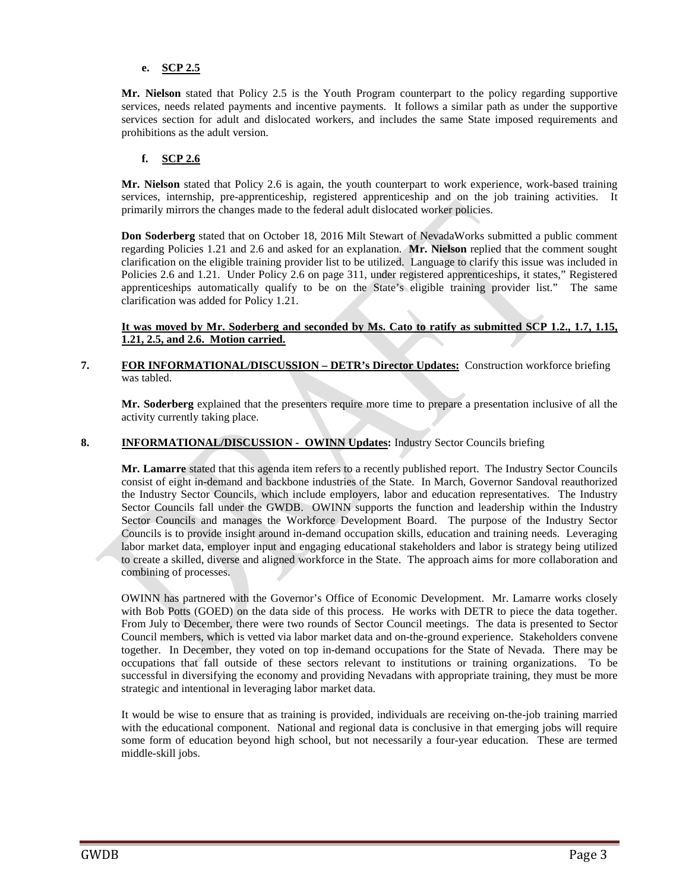**e. SCP 2.5**

**Mr. Nielson** stated that Policy 2.5 is the Youth Program counterpart to the policy regarding supportive services, needs related payments and incentive payments. It follows a similar path as under the supportive services section for adult and dislocated workers, and includes the same State imposed requirements and prohibitions as the adult version.

**f. SCP 2.6**

**Mr. Nielson** stated that Policy 2.6 is again, the youth counterpart to work experience, work-based training services, internship, pre-apprenticeship, registered apprenticeship and on the job training activities. It primarily mirrors the changes made to the federal adult dislocated worker policies.

**Don Soderberg** stated that on October 18, 2016 Milt Stewart of NevadaWorks submitted a public comment regarding Policies 1.21 and 2.6 and asked for an explanation. **Mr. Nielson** replied that the comment sought clarification on the eligible training provider list to be utilized. Language to clarify this issue was included in Policies 2.6 and 1.21. Under Policy 2.6 on page 311, under registered apprenticeships, it states," Registered apprenticeships automatically qualify to be on the State's eligible training provider list." The same clarification was added for Policy 1.21.

**It was moved by Mr. Soderberg and seconded by Ms. Cato to ratify as submitted SCP 1.2., 1.7, 1.15, 1.21, 2.5, and 2.6. Motion carried.**

**7. FOR INFORMATIONAL/DISCUSSION – DETR's Director Updates:** Construction workforce briefing was tabled.

**Mr. Soderberg** explained that the presenters require more time to prepare a presentation inclusive of all the activity currently taking place.

**8. INFORMATIONAL/DISCUSSION - OWINN Updates:** Industry Sector Councils briefing

**Mr. Lamarre** stated that this agenda item refers to a recently published report. The Industry Sector Councils consist of eight in-demand and backbone industries of the State. In March, Governor Sandoval reauthorized the Industry Sector Councils, which include employers, labor and education representatives. The Industry Sector Councils fall under the GWDB. OWINN supports the function and leadership within the Industry Sector Councils and manages the Workforce Development Board. The purpose of the Industry Sector Councils is to provide insight around in-demand occupation skills, education and training needs. Leveraging labor market data, employer input and engaging educational stakeholders and labor is strategy being utilized to create a skilled, diverse and aligned workforce in the State. The approach aims for more collaboration and combining of processes.

OWINN has partnered with the Governor's Office of Economic Development. Mr. Lamarre works closely with Bob Potts (GOED) on the data side of this process. He works with DETR to piece the data together. From July to December, there were two rounds of Sector Council meetings. The data is presented to Sector Council members, which is vetted via labor market data and on-the-ground experience. Stakeholders convene together. In December, they voted on top in-demand occupations for the State of Nevada. There may be occupations that fall outside of these sectors relevant to institutions or training organizations. To be successful in diversifying the economy and providing Nevadans with appropriate training, they must be more strategic and intentional in leveraging labor market data.

It would be wise to ensure that as training is provided, individuals are receiving on-the-job training married with the educational component. National and regional data is conclusive in that emerging jobs will require some form of education beyond high school, but not necessarily a four-year education. These are termed middle-skill jobs.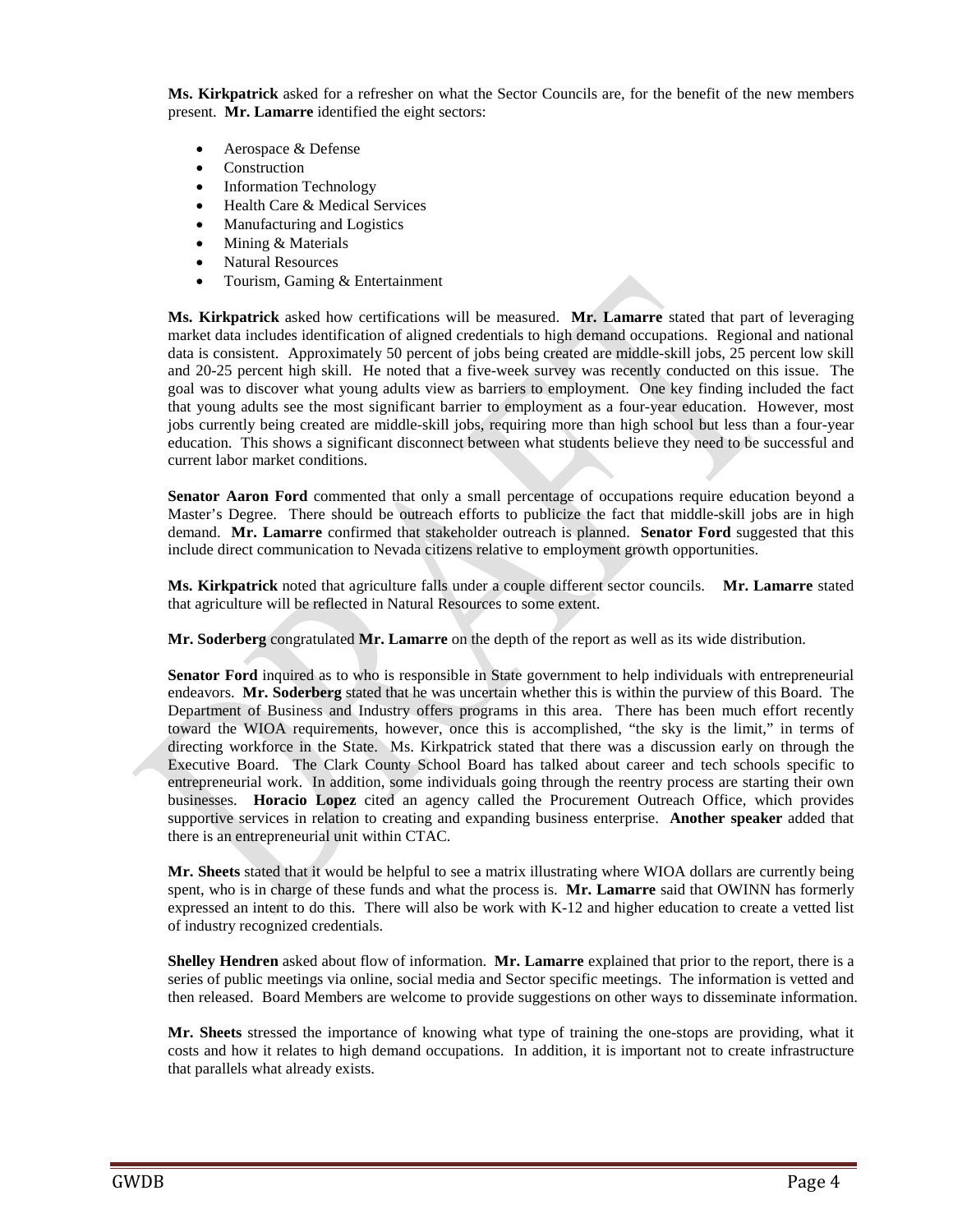**Ms. Kirkpatrick** asked for a refresher on what the Sector Councils are, for the benefit of the new members present. **Mr. Lamarre** identified the eight sectors:

- Aerospace & Defense
- Construction
- Information Technology
- Health Care & Medical Services
- Manufacturing and Logistics
- Mining & Materials
- Natural Resources
- Tourism, Gaming & Entertainment

**Ms. Kirkpatrick** asked how certifications will be measured. **Mr. Lamarre** stated that part of leveraging market data includes identification of aligned credentials to high demand occupations. Regional and national data is consistent. Approximately 50 percent of jobs being created are middle-skill jobs, 25 percent low skill and 20-25 percent high skill. He noted that a five-week survey was recently conducted on this issue. The goal was to discover what young adults view as barriers to employment. One key finding included the fact that young adults see the most significant barrier to employment as a four-year education. However, most jobs currently being created are middle-skill jobs, requiring more than high school but less than a four-year education. This shows a significant disconnect between what students believe they need to be successful and current labor market conditions.

**Senator Aaron Ford** commented that only a small percentage of occupations require education beyond a Master's Degree. There should be outreach efforts to publicize the fact that middle-skill jobs are in high demand. **Mr. Lamarre** confirmed that stakeholder outreach is planned. **Senator Ford** suggested that this include direct communication to Nevada citizens relative to employment growth opportunities.

**Ms. Kirkpatrick** noted that agriculture falls under a couple different sector councils. **Mr. Lamarre** stated that agriculture will be reflected in Natural Resources to some extent.

**Mr. Soderberg** congratulated **Mr. Lamarre** on the depth of the report as well as its wide distribution.

**Senator Ford** inquired as to who is responsible in State government to help individuals with entrepreneurial endeavors. **Mr. Soderberg** stated that he was uncertain whether this is within the purview of this Board. The Department of Business and Industry offers programs in this area. There has been much effort recently toward the WIOA requirements, however, once this is accomplished, "the sky is the limit," in terms of directing workforce in the State. Ms. Kirkpatrick stated that there was a discussion early on through the Executive Board. The Clark County School Board has talked about career and tech schools specific to entrepreneurial work. In addition, some individuals going through the reentry process are starting their own businesses. **Horacio Lopez** cited an agency called the Procurement Outreach Office, which provides supportive services in relation to creating and expanding business enterprise. **Another speaker** added that there is an entrepreneurial unit within CTAC.

**Mr. Sheets** stated that it would be helpful to see a matrix illustrating where WIOA dollars are currently being spent, who is in charge of these funds and what the process is. **Mr. Lamarre** said that OWINN has formerly expressed an intent to do this. There will also be work with K-12 and higher education to create a vetted list of industry recognized credentials.

**Shelley Hendren** asked about flow of information. **Mr. Lamarre** explained that prior to the report, there is a series of public meetings via online, social media and Sector specific meetings. The information is vetted and then released. Board Members are welcome to provide suggestions on other ways to disseminate information.

**Mr. Sheets** stressed the importance of knowing what type of training the one-stops are providing, what it costs and how it relates to high demand occupations. In addition, it is important not to create infrastructure that parallels what already exists.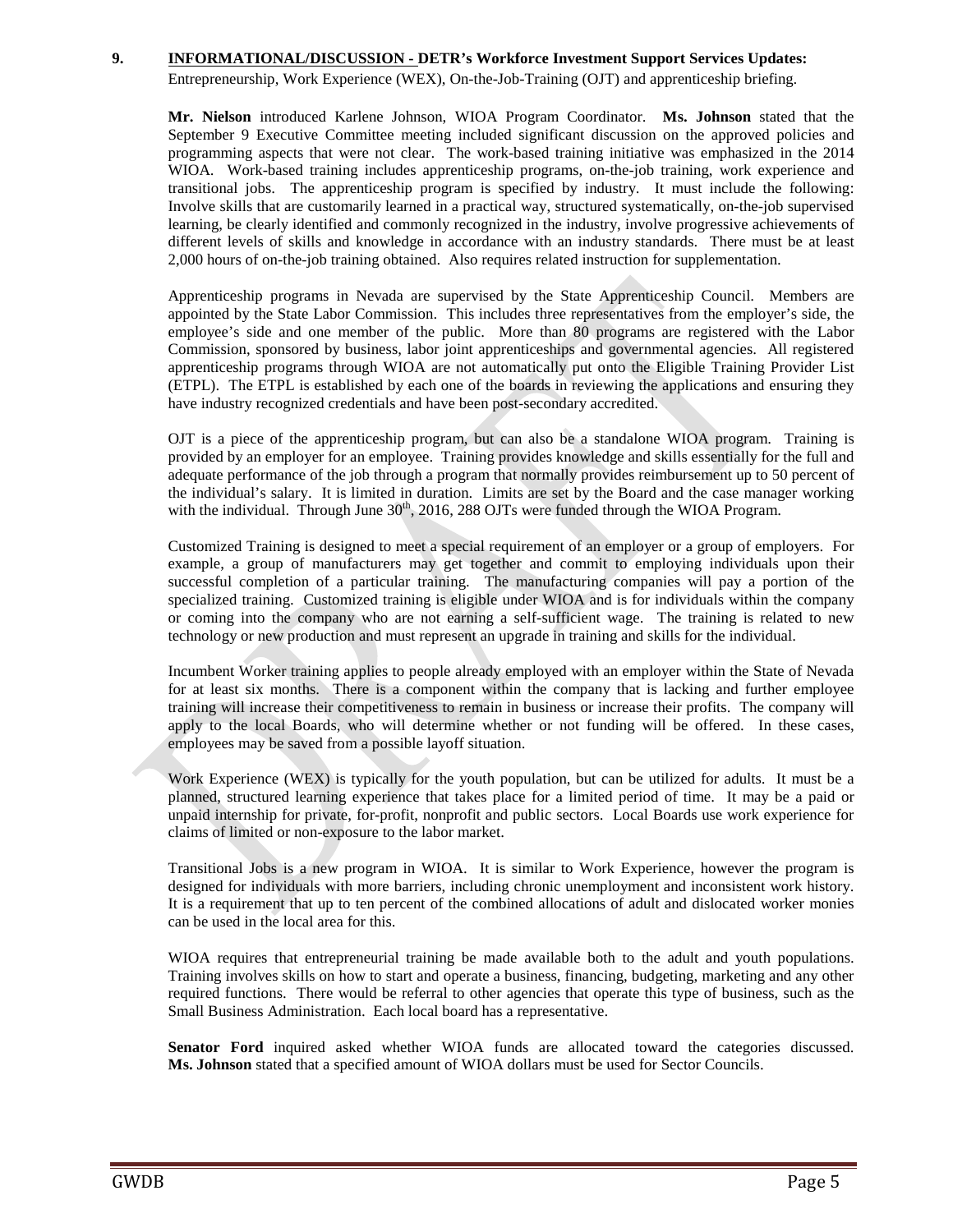**9. INFORMATIONAL/DISCUSSION - DETR's Workforce Investment Support Services Updates:** Entrepreneurship, Work Experience (WEX), On-the-Job-Training (OJT) and apprenticeship briefing.

**Mr. Nielson** introduced Karlene Johnson, WIOA Program Coordinator. **Ms. Johnson** stated that the September 9 Executive Committee meeting included significant discussion on the approved policies and programming aspects that were not clear. The work-based training initiative was emphasized in the 2014 WIOA. Work-based training includes apprenticeship programs, on-the-job training, work experience and transitional jobs. The apprenticeship program is specified by industry. It must include the following: Involve skills that are customarily learned in a practical way, structured systematically, on-the-job supervised learning, be clearly identified and commonly recognized in the industry, involve progressive achievements of different levels of skills and knowledge in accordance with an industry standards. There must be at least 2,000 hours of on-the-job training obtained. Also requires related instruction for supplementation.

Apprenticeship programs in Nevada are supervised by the State Apprenticeship Council. Members are appointed by the State Labor Commission. This includes three representatives from the employer's side, the employee's side and one member of the public. More than 80 programs are registered with the Labor Commission, sponsored by business, labor joint apprenticeships and governmental agencies. All registered apprenticeship programs through WIOA are not automatically put onto the Eligible Training Provider List (ETPL). The ETPL is established by each one of the boards in reviewing the applications and ensuring they have industry recognized credentials and have been post-secondary accredited.

OJT is a piece of the apprenticeship program, but can also be a standalone WIOA program. Training is provided by an employer for an employee. Training provides knowledge and skills essentially for the full and adequate performance of the job through a program that normally provides reimbursement up to 50 percent of the individual's salary. It is limited in duration. Limits are set by the Board and the case manager working with the individual. Through June 30th, 2016, 288 OJTs were funded through the WIOA Program.

Customized Training is designed to meet a special requirement of an employer or a group of employers. For example, a group of manufacturers may get together and commit to employing individuals upon their successful completion of a particular training. The manufacturing companies will pay a portion of the specialized training. Customized training is eligible under WIOA and is for individuals within the company or coming into the company who are not earning a self-sufficient wage. The training is related to new technology or new production and must represent an upgrade in training and skills for the individual.

Incumbent Worker training applies to people already employed with an employer within the State of Nevada for at least six months. There is a component within the company that is lacking and further employee training will increase their competitiveness to remain in business or increase their profits. The company will apply to the local Boards, who will determine whether or not funding will be offered. In these cases, employees may be saved from a possible layoff situation.

Work Experience (WEX) is typically for the youth population, but can be utilized for adults. It must be a planned, structured learning experience that takes place for a limited period of time. It may be a paid or unpaid internship for private, for-profit, nonprofit and public sectors. Local Boards use work experience for claims of limited or non-exposure to the labor market.

Transitional Jobs is a new program in WIOA. It is similar to Work Experience, however the program is designed for individuals with more barriers, including chronic unemployment and inconsistent work history. It is a requirement that up to ten percent of the combined allocations of adult and dislocated worker monies can be used in the local area for this.

WIOA requires that entrepreneurial training be made available both to the adult and youth populations. Training involves skills on how to start and operate a business, financing, budgeting, marketing and any other required functions. There would be referral to other agencies that operate this type of business, such as the Small Business Administration. Each local board has a representative.

**Senator Ford** inquired asked whether WIOA funds are allocated toward the categories discussed. **Ms. Johnson** stated that a specified amount of WIOA dollars must be used for Sector Councils.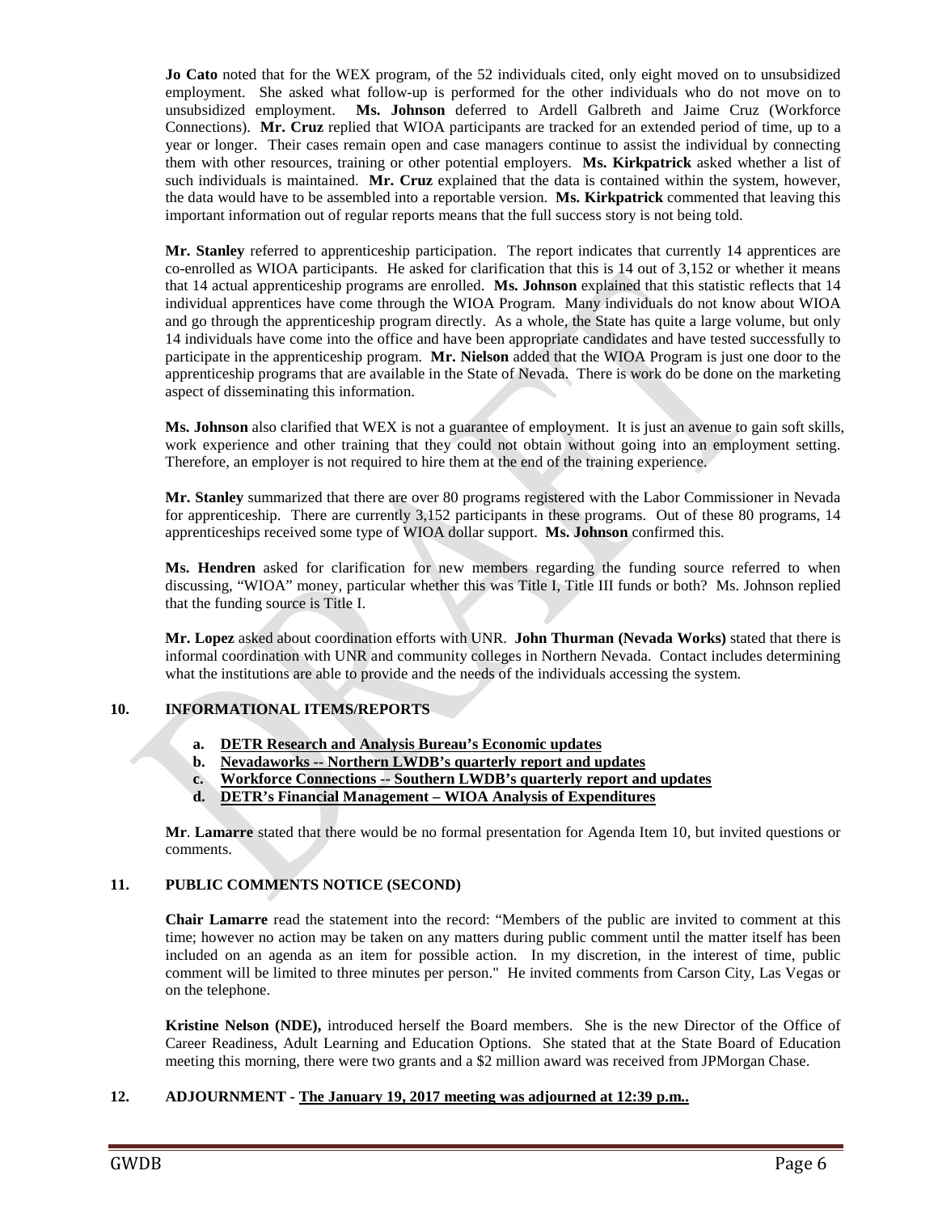**Jo Cato** noted that for the WEX program, of the 52 individuals cited, only eight moved on to unsubsidized employment. She asked what follow-up is performed for the other individuals who do not move on to unsubsidized employment. **Ms. Johnson** deferred to Ardell Galbreth and Jaime Cruz (Workforce Connections). **Mr. Cruz** replied that WIOA participants are tracked for an extended period of time, up to a year or longer. Their cases remain open and case managers continue to assist the individual by connecting them with other resources, training or other potential employers. **Ms. Kirkpatrick** asked whether a list of such individuals is maintained. **Mr. Cruz** explained that the data is contained within the system, however, the data would have to be assembled into a reportable version. **Ms. Kirkpatrick** commented that leaving this important information out of regular reports means that the full success story is not being told.

**Mr. Stanley** referred to apprenticeship participation. The report indicates that currently 14 apprentices are co-enrolled as WIOA participants. He asked for clarification that this is 14 out of 3,152 or whether it means that 14 actual apprenticeship programs are enrolled. **Ms. Johnson** explained that this statistic reflects that 14 individual apprentices have come through the WIOA Program. Many individuals do not know about WIOA and go through the apprenticeship program directly. As a whole, the State has quite a large volume, but only 14 individuals have come into the office and have been appropriate candidates and have tested successfully to participate in the apprenticeship program. **Mr. Nielson** added that the WIOA Program is just one door to the apprenticeship programs that are available in the State of Nevada. There is work do be done on the marketing aspect of disseminating this information.

**Ms. Johnson** also clarified that WEX is not a guarantee of employment. It is just an avenue to gain soft skills, work experience and other training that they could not obtain without going into an employment setting. Therefore, an employer is not required to hire them at the end of the training experience.

**Mr. Stanley** summarized that there are over 80 programs registered with the Labor Commissioner in Nevada for apprenticeship. There are currently 3,152 participants in these programs. Out of these 80 programs, 14 apprenticeships received some type of WIOA dollar support. **Ms. Johnson** confirmed this.

**Ms. Hendren** asked for clarification for new members regarding the funding source referred to when discussing, "WIOA" money, particular whether this was Title I, Title III funds or both? Ms. Johnson replied that the funding source is Title I.

**Mr. Lopez** asked about coordination efforts with UNR. **John Thurman (Nevada Works)** stated that there is informal coordination with UNR and community colleges in Northern Nevada. Contact includes determining what the institutions are able to provide and the needs of the individuals accessing the system.

## 10. INFORMATIONAL ITEMS/REPORTS

a. **DETR Research and Analysis Bureau's Economic updates**
b. **Nevadaworks -- Northern LWDB's quarterly report and updates**
c. **Workforce Connections -- Southern LWDB's quarterly report and updates**
d. **DETR's Financial Management – WIOA Analysis of Expenditures**

**Mr**. **Lamarre** stated that there would be no formal presentation for Agenda Item 10, but invited questions or comments.

## 11. PUBLIC COMMENTS NOTICE (SECOND)

**Chair Lamarre** read the statement into the record: "Members of the public are invited to comment at this time; however no action may be taken on any matters during public comment until the matter itself has been included on an agenda as an item for possible action. In my discretion, in the interest of time, public comment will be limited to three minutes per person." He invited comments from Carson City, Las Vegas or on the telephone.

**Kristine Nelson (NDE),** introduced herself the Board members. She is the new Director of the Office of Career Readiness, Adult Learning and Education Options. She stated that at the State Board of Education meeting this morning, there were two grants and a $2 million award was received from JPMorgan Chase.

## 12. ADJOURNMENT - The January 19, 2017 meeting was adjourned at 12:39 p.m..